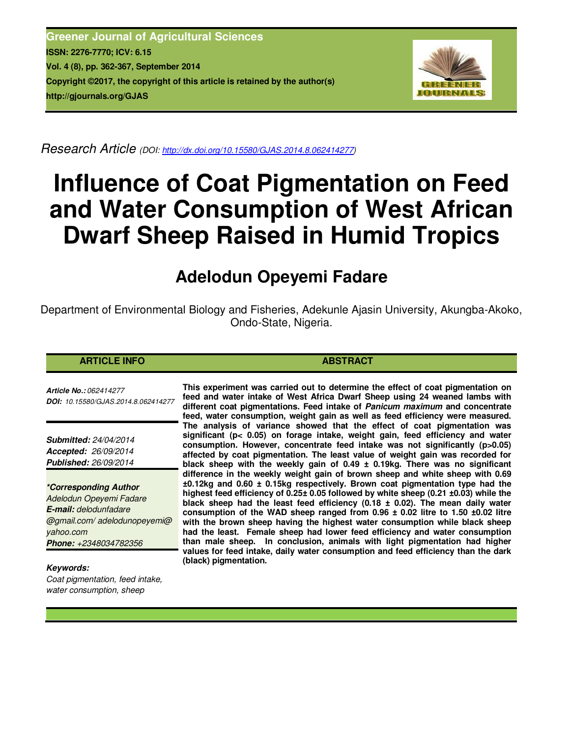**Greener Journal of Agricultural Sciences**
**ISSN: 2276-7770; ICV: 6.15**
**Vol. 4 (8), pp. 362-367, September 2014**
**Copyright ©2017, the copyright of this article is retained by the author(s)**
**http://gjournals.org/GJAS**

*Research Article* *(DOI: http://dx.doi.org/10.15580/GJAS.2014.8.062414277)*

# Influence of Coat Pigmentation on Feed and Water Consumption of West African Dwarf Sheep Raised in Humid Tropics

## Adelodun Opeyemi Fadare

Department of Environmental Biology and Fisheries, Adekunle Ajasin University, Akungba-Akoko, Ondo-State, Nigeria.

### ARTICLE INFO

***Article No.:*** *062414277*
***DOI:*** *10.15580/GJAS.2014.8.062414277*

***Submitted:*** *24/04/2014*
***Accepted:*** *26/09/2014*
***Published:*** *26/09/2014*

***\*Corresponding Author***
*Adelodun Opeyemi Fadare*
***E-mail:*** *delodunfadare@gmail.com/ adelodunopeyemi@yahoo.com*
***Phone:*** *+2348034782356*

***Keywords:***
*Coat pigmentation, feed intake, water consumption, sheep*

### ABSTRACT

**This experiment was carried out to determine the effect of coat pigmentation on feed and water intake of West Africa Dwarf Sheep using 24 weaned lambs with different coat pigmentations. Feed intake of *Panicum maximum* and concentrate feed, water consumption, weight gain as well as feed efficiency were measured. The analysis of variance showed that the effect of coat pigmentation was significant ($p < 0.05$) on forage intake, weight gain, feed efficiency and water consumption. However, concentrate feed intake was not significantly ($p > 0.05$) affected by coat pigmentation. The least value of weight gain was recorded for black sheep with the weekly gain of 0.49 ± 0.19kg. There was no significant difference in the weekly weight gain of brown sheep and white sheep with 0.69 ±0.12kg and 0.60 ± 0.15kg respectively. Brown coat pigmentation type had the highest feed efficiency of 0.25± 0.05 followed by white sheep (0.21 ±0.03) while the black sheep had the least feed efficiency (0.18 ± 0.02). The mean daily water consumption of the WAD sheep ranged from 0.96 ± 0.02 litre to 1.50 ±0.02 litre with the brown sheep having the highest water consumption while black sheep had the least. Female sheep had lower feed efficiency and water consumption than male sheep. In conclusion, animals with light pigmentation had higher values for feed intake, daily water consumption and feed efficiency than the dark (black) pigmentation.**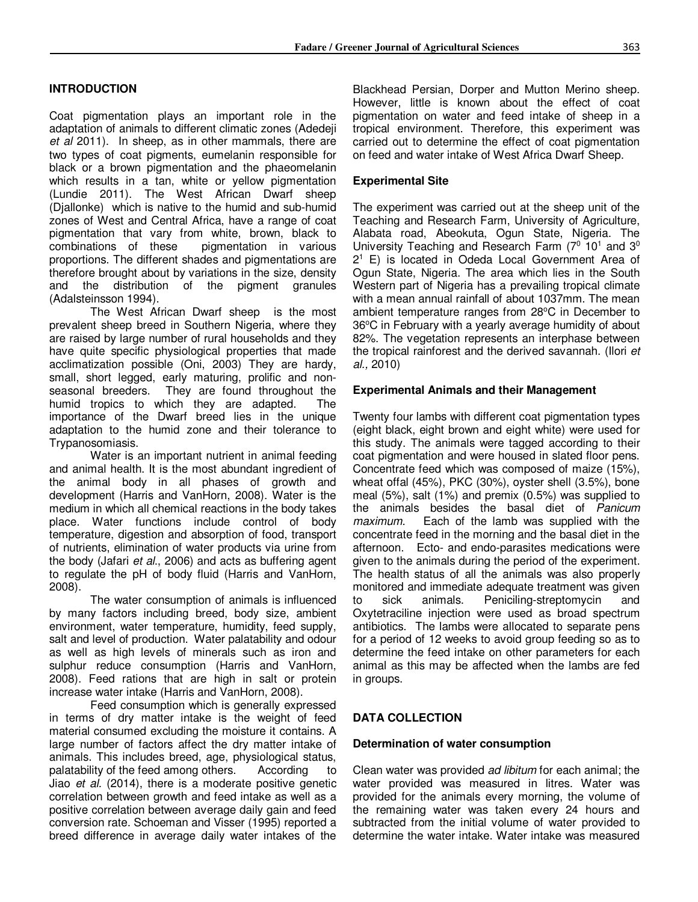## INTRODUCTION

Coat pigmentation plays an important role in the adaptation of animals to different climatic zones (Adedeji *et al* 2011). In sheep, as in other mammals, there are two types of coat pigments, eumelanin responsible for black or a brown pigmentation and the phaeomelanin which results in a tan, white or yellow pigmentation (Lundie 2011). The West African Dwarf sheep (Djallonke) which is native to the humid and sub-humid zones of West and Central Africa, have a range of coat pigmentation that vary from white, brown, black to combinations of these pigmentation in various proportions. The different shades and pigmentations are therefore brought about by variations in the size, density and the distribution of the pigment granules (Adalsteinsson 1994).

The West African Dwarf sheep is the most prevalent sheep breed in Southern Nigeria, where they are raised by large number of rural households and they have quite specific physiological properties that made acclimatization possible (Oni, 2003) They are hardy, small, short legged, early maturing, prolific and non-seasonal breeders. They are found throughout the humid tropics to which they are adapted. The importance of the Dwarf breed lies in the unique adaptation to the humid zone and their tolerance to Trypanosomiasis.

Water is an important nutrient in animal feeding and animal health. It is the most abundant ingredient of the animal body in all phases of growth and development (Harris and VanHorn, 2008). Water is the medium in which all chemical reactions in the body takes place. Water functions include control of body temperature, digestion and absorption of food, transport of nutrients, elimination of water products via urine from the body (Jafari *et al*., 2006) and acts as buffering agent to regulate the pH of body fluid (Harris and VanHorn, 2008).

The water consumption of animals is influenced by many factors including breed, body size, ambient environment, water temperature, humidity, feed supply, salt and level of production. Water palatability and odour as well as high levels of minerals such as iron and sulphur reduce consumption (Harris and VanHorn, 2008). Feed rations that are high in salt or protein increase water intake (Harris and VanHorn, 2008).

Feed consumption which is generally expressed in terms of dry matter intake is the weight of feed material consumed excluding the moisture it contains. A large number of factors affect the dry matter intake of animals. This includes breed, age, physiological status, palatability of the feed among others. According to Jiao *et al.* (2014), there is a moderate positive genetic correlation between growth and feed intake as well as a positive correlation between average daily gain and feed conversion rate. Schoeman and Visser (1995) reported a breed difference in average daily water intakes of the Blackhead Persian, Dorper and Mutton Merino sheep. However, little is known about the effect of coat pigmentation on water and feed intake of sheep in a tropical environment. Therefore, this experiment was carried out to determine the effect of coat pigmentation on feed and water intake of West Africa Dwarf Sheep.

### Experimental Site

The experiment was carried out at the sheep unit of the Teaching and Research Farm, University of Agriculture, Alabata road, Abeokuta, Ogun State, Nigeria. The University Teaching and Research Farm ($7^0$ $10^1$ and $3^0$ $2^1$ E) is located in Odeda Local Government Area of Ogun State, Nigeria. The area which lies in the South Western part of Nigeria has a prevailing tropical climate with a mean annual rainfall of about 1037mm. The mean ambient temperature ranges from 28°C in December to 36°C in February with a yearly average humidity of about 82%. The vegetation represents an interphase between the tropical rainforest and the derived savannah. (Ilori *et al.,* 2010)

### Experimental Animals and their Management

Twenty four lambs with different coat pigmentation types (eight black, eight brown and eight white) were used for this study. The animals were tagged according to their coat pigmentation and were housed in slated floor pens. Concentrate feed which was composed of maize (15%), wheat offal (45%), PKC (30%), oyster shell (3.5%), bone meal (5%), salt (1%) and premix (0.5%) was supplied to the animals besides the basal diet of *Panicum maximum*. Each of the lamb was supplied with the concentrate feed in the morning and the basal diet in the afternoon. Ecto- and endo-parasites medications were given to the animals during the period of the experiment. The health status of all the animals was also properly monitored and immediate adequate treatment was given to sick animals. Peniciling-streptomycin and Oxytetraciline injection were used as broad spectrum antibiotics. The lambs were allocated to separate pens for a period of 12 weeks to avoid group feeding so as to determine the feed intake on other parameters for each animal as this may be affected when the lambs are fed in groups.

## DATA COLLECTION

### Determination of water consumption

Clean water was provided *ad libitum* for each animal; the water provided was measured in litres. Water was provided for the animals every morning, the volume of the remaining water was taken every 24 hours and subtracted from the initial volume of water provided to determine the water intake. Water intake was measured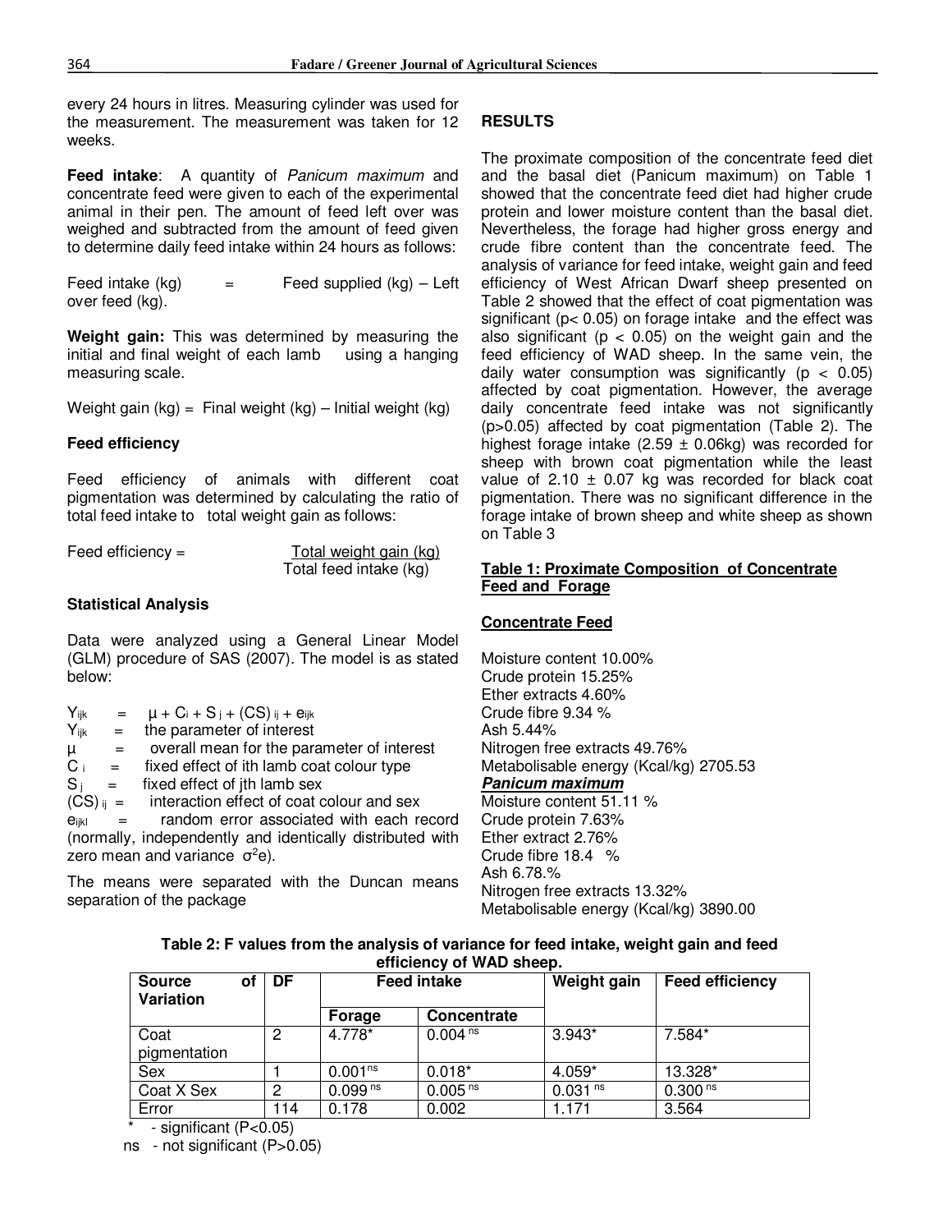every 24 hours in litres. Measuring cylinder was used for the measurement. The measurement was taken for 12 weeks.

**Feed intake**: A quantity of *Panicum maximum* and concentrate feed were given to each of the experimental animal in their pen. The amount of feed left over was weighed and subtracted from the amount of feed given to determine daily feed intake within 24 hours as follows:

Feed intake (kg) = Feed supplied (kg) – Left over feed (kg).

**Weight gain:** This was determined by measuring the initial and final weight of each lamb using a hanging measuring scale.

Weight gain (kg) = Final weight (kg) – Initial weight (kg)

### Feed efficiency

Feed efficiency of animals with different coat pigmentation was determined by calculating the ratio of total feed intake to total weight gain as follows:

$$\text{Feed efficiency} = \frac{\text{Total weight gain (kg)}}{\text{Total feed intake (kg)}}$$

### Statistical Analysis

Data were analyzed using a General Linear Model (GLM) procedure of SAS (2007). The model is as stated below:

$Y_{ijk} = \mu + C_i + S_j + (CS)_{ij} + e_{ijk}$

$Y_{ijk}$ = the parameter of interest

$\mu$ = overall mean for the parameter of interest

$C_i$ = fixed effect of ith lamb coat colour type

$S_j$ = fixed effect of jth lamb sex

$(CS)_{ij}$ = interaction effect of coat colour and sex

$e_{ijkl}$ = random error associated with each record (normally, independently and identically distributed with zero mean and variance $\sigma^2 e$).

The means were separated with the Duncan means separation of the package

## RESULTS

The proximate composition of the concentrate feed diet and the basal diet (Panicum maximum) on Table 1 showed that the concentrate feed diet had higher crude protein and lower moisture content than the basal diet. Nevertheless, the forage had higher gross energy and crude fibre content than the concentrate feed. The analysis of variance for feed intake, weight gain and feed efficiency of West African Dwarf sheep presented on Table 2 showed that the effect of coat pigmentation was significant ($p< 0.05$) on forage intake and the effect was also significant ($p < 0.05$) on the weight gain and the feed efficiency of WAD sheep. In the same vein, the daily water consumption was significantly ($p < 0.05$) affected by coat pigmentation. However, the average daily concentrate feed intake was not significantly ($p>0.05$) affected by coat pigmentation (Table 2). The highest forage intake ($2.59 \pm 0.06$kg) was recorded for sheep with brown coat pigmentation while the least value of $2.10 \pm 0.07$ kg was recorded for black coat pigmentation. There was no significant difference in the forage intake of brown sheep and white sheep as shown on Table 3

**Table 1: Proximate Composition of Concentrate Feed and Forage**

**Concentrate Feed**

Moisture content 10.00%
Crude protein 15.25%
Ether extracts 4.60%
Crude fibre 9.34 %
Ash 5.44%
Nitrogen free extracts 49.76%
Metabolisable energy (Kcal/kg) 2705.53

***Panicum maximum***

Moisture content 51.11 %
Crude protein 7.63%
Ether extract 2.76%
Crude fibre 18.4 %
Ash 6.78.%
Nitrogen free extracts 13.32%
Metabolisable energy (Kcal/kg) 3890.00

**Table 2: F values from the analysis of variance for feed intake, weight gain and feed efficiency of WAD sheep.**

| Source of Variation | DF | Feed intake | | Weight gain | Feed efficiency |
|---|---|---|---|---|---|
| | | Forage | Concentrate | | |
| Coat pigmentation | 2 | 4.778* | 0.004 ns | 3.943* | 7.584* |
| Sex | 1 | 0.001ns | 0.018* | 4.059* | 13.328* |
| Coat X Sex | 2 | 0.099 ns | 0.005 ns | 0.031 ns | 0.300 ns |
| Error | 114 | 0.178 | 0.002 | 1.171 | 3.564 |

\* - significant ($P<0.05$)

ns - not significant ($P>0.05$)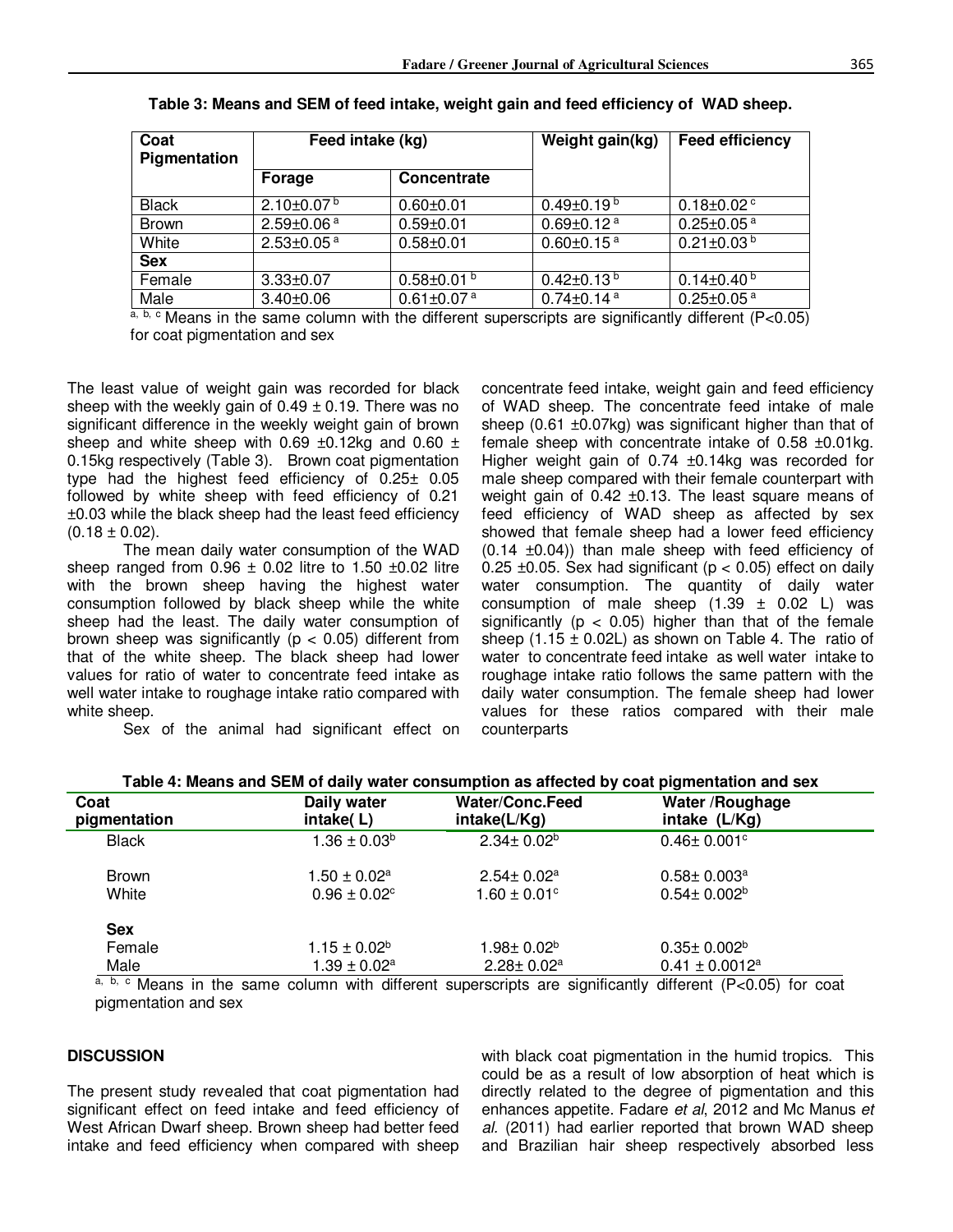**Table 3: Means and SEM of feed intake, weight gain and feed efficiency of WAD sheep.**

| Coat Pigmentation | Feed intake (kg) | | Weight gain(kg) | Feed efficiency |
|---|---|---|---|---|
| | Forage | Concentrate | | |
| Black | 2.10±0.07 [b] | 0.60±0.01 | 0.49±0.19 [b] | 0.18±0.02 [c] |
| Brown | 2.59±0.06 [a] | 0.59±0.01 | 0.69±0.12 [a] | 0.25±0.05 [a] |
| White | 2.53±0.05 [a] | 0.58±0.01 | 0.60±0.15 [a] | 0.21±0.03 [b] |
| **Sex** | | | | |
| Female | 3.33±0.07 | 0.58±0.01 [b] | 0.42±0.13 [b] | 0.14±0.40 [b] |
| Male | 3.40±0.06 | 0.61±0.07 [a] | 0.74±0.14 [a] | 0.25±0.05 [a] |

[a, b, c] Means in the same column with the different superscripts are significantly different (P<0.05) for coat pigmentation and sex

The least value of weight gain was recorded for black sheep with the weekly gain of 0.49 ± 0.19. There was no significant difference in the weekly weight gain of brown sheep and white sheep with 0.69 ±0.12kg and 0.60 ± 0.15kg respectively (Table 3). Brown coat pigmentation type had the highest feed efficiency of 0.25± 0.05 followed by white sheep with feed efficiency of 0.21 ±0.03 while the black sheep had the least feed efficiency (0.18 ± 0.02).

The mean daily water consumption of the WAD sheep ranged from 0.96 ± 0.02 litre to 1.50 ±0.02 litre with the brown sheep having the highest water consumption followed by black sheep while the white sheep had the least. The daily water consumption of brown sheep was significantly ($p < 0.05$) different from that of the white sheep. The black sheep had lower values for ratio of water to concentrate feed intake as well water intake to roughage intake ratio compared with white sheep.

Sex of the animal had significant effect on concentrate feed intake, weight gain and feed efficiency of WAD sheep. The concentrate feed intake of male sheep (0.61 ±0.07kg) was significant higher than that of female sheep with concentrate intake of 0.58 ±0.01kg. Higher weight gain of 0.74 ±0.14kg was recorded for male sheep compared with their female counterpart with weight gain of 0.42 ±0.13. The least square means of feed efficiency of WAD sheep as affected by sex showed that female sheep had a lower feed efficiency (0.14 ±0.04)) than male sheep with feed efficiency of 0.25 ±0.05. Sex had significant ($p < 0.05$) effect on daily water consumption. The quantity of daily water consumption of male sheep (1.39 ± 0.02 L) was significantly ($p < 0.05$) higher than that of the female sheep (1.15 ± 0.02L) as shown on Table 4. The ratio of water to concentrate feed intake as well water intake to roughage intake ratio follows the same pattern with the daily water consumption. The female sheep had lower values for these ratios compared with their male counterparts

**Table 4: Means and SEM of daily water consumption as affected by coat pigmentation and sex**

| Coat pigmentation | Daily water intake( L) | Water/Conc.Feed intake(L/Kg) | Water /Roughage intake (L/Kg) |
|---|---|---|---|
| Black | 1.36 ± 0.03[b] | 2.34± 0.02[b] | 0.46± 0.001[c] |
| Brown | 1.50 ± 0.02[a] | 2.54± 0.02[a] | 0.58± 0.003[a] |
| White | 0.96 ± 0.02[c] | 1.60 ± 0.01[c] | 0.54± 0.002[b] |
| **Sex** | | | |
| Female | 1.15 ± 0.02[b] | 1.98± 0.02[b] | 0.35± 0.002[b] |
| Male | 1.39 ± 0.02[a] | 2.28± 0.02[a] | 0.41 ± 0.0012[a] |

[a, b, c] Means in the same column with different superscripts are significantly different (P<0.05) for coat pigmentation and sex

## DISCUSSION

The present study revealed that coat pigmentation had significant effect on feed intake and feed efficiency of West African Dwarf sheep. Brown sheep had better feed intake and feed efficiency when compared with sheep with black coat pigmentation in the humid tropics. This could be as a result of low absorption of heat which is directly related to the degree of pigmentation and this enhances appetite. Fadare *et al*, 2012 and Mc Manus *et al.* (2011) had earlier reported that brown WAD sheep and Brazilian hair sheep respectively absorbed less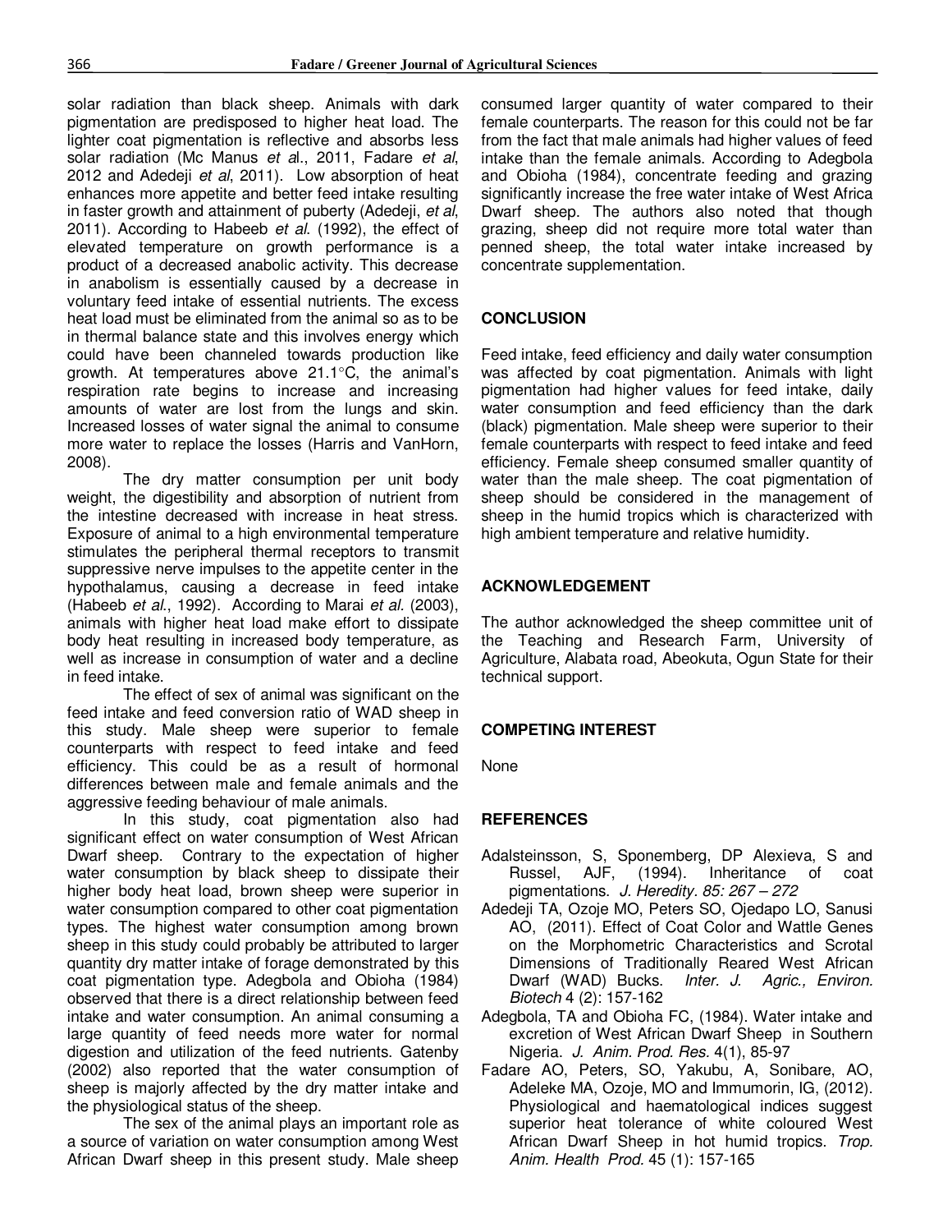solar radiation than black sheep. Animals with dark pigmentation are predisposed to higher heat load. The lighter coat pigmentation is reflective and absorbs less solar radiation (Mc Manus *et a*l., 2011, Fadare *et al*, 2012 and Adedeji *et al*, 2011). Low absorption of heat enhances more appetite and better feed intake resulting in faster growth and attainment of puberty (Adedeji, *et al*, 2011). According to Habeeb *et al*. (1992), the effect of elevated temperature on growth performance is a product of a decreased anabolic activity. This decrease in anabolism is essentially caused by a decrease in voluntary feed intake of essential nutrients. The excess heat load must be eliminated from the animal so as to be in thermal balance state and this involves energy which could have been channeled towards production like growth. At temperatures above 21.1°C, the animal's respiration rate begins to increase and increasing amounts of water are lost from the lungs and skin. Increased losses of water signal the animal to consume more water to replace the losses (Harris and VanHorn, 2008).

The dry matter consumption per unit body weight, the digestibility and absorption of nutrient from the intestine decreased with increase in heat stress. Exposure of animal to a high environmental temperature stimulates the peripheral thermal receptors to transmit suppressive nerve impulses to the appetite center in the hypothalamus, causing a decrease in feed intake (Habeeb *et al*., 1992). According to Marai *et al*. (2003), animals with higher heat load make effort to dissipate body heat resulting in increased body temperature, as well as increase in consumption of water and a decline in feed intake.

The effect of sex of animal was significant on the feed intake and feed conversion ratio of WAD sheep in this study. Male sheep were superior to female counterparts with respect to feed intake and feed efficiency. This could be as a result of hormonal differences between male and female animals and the aggressive feeding behaviour of male animals.

In this study, coat pigmentation also had significant effect on water consumption of West African Dwarf sheep. Contrary to the expectation of higher water consumption by black sheep to dissipate their higher body heat load, brown sheep were superior in water consumption compared to other coat pigmentation types. The highest water consumption among brown sheep in this study could probably be attributed to larger quantity dry matter intake of forage demonstrated by this coat pigmentation type. Adegbola and Obioha (1984) observed that there is a direct relationship between feed intake and water consumption. An animal consuming a large quantity of feed needs more water for normal digestion and utilization of the feed nutrients. Gatenby (2002) also reported that the water consumption of sheep is majorly affected by the dry matter intake and the physiological status of the sheep.

The sex of the animal plays an important role as a source of variation on water consumption among West African Dwarf sheep in this present study. Male sheep consumed larger quantity of water compared to their female counterparts. The reason for this could not be far from the fact that male animals had higher values of feed intake than the female animals. According to Adegbola and Obioha (1984), concentrate feeding and grazing significantly increase the free water intake of West Africa Dwarf sheep. The authors also noted that though grazing, sheep did not require more total water than penned sheep, the total water intake increased by concentrate supplementation.

## CONCLUSION

Feed intake, feed efficiency and daily water consumption was affected by coat pigmentation. Animals with light pigmentation had higher values for feed intake, daily water consumption and feed efficiency than the dark (black) pigmentation. Male sheep were superior to their female counterparts with respect to feed intake and feed efficiency. Female sheep consumed smaller quantity of water than the male sheep. The coat pigmentation of sheep should be considered in the management of sheep in the humid tropics which is characterized with high ambient temperature and relative humidity.

## ACKNOWLEDGEMENT

The author acknowledged the sheep committee unit of the Teaching and Research Farm, University of Agriculture, Alabata road, Abeokuta, Ogun State for their technical support.

## COMPETING INTEREST

None

## REFERENCES

Adalsteinsson, S, Sponemberg, DP Alexieva, S and Russel, AJF, (1994). Inheritance of coat pigmentations. *J. Heredity. 85: 267 – 272*

Adedeji TA, Ozoje MO, Peters SO, Ojedapo LO, Sanusi AO, (2011). Effect of Coat Color and Wattle Genes on the Morphometric Characteristics and Scrotal Dimensions of Traditionally Reared West African Dwarf (WAD) Bucks. *Inter. J. Agric., Environ. Biotech* 4 (2): 157-162

Adegbola, TA and Obioha FC, (1984). Water intake and excretion of West African Dwarf Sheep in Southern Nigeria. *J. Anim. Prod. Res.* 4(1), 85-97

Fadare AO, Peters, SO, Yakubu, A, Sonibare, AO, Adeleke MA, Ozoje, MO and Immumorin, IG, (2012). Physiological and haematological indices suggest superior heat tolerance of white coloured West African Dwarf Sheep in hot humid tropics. *Trop. Anim. Health Prod.* 45 (1): 157-165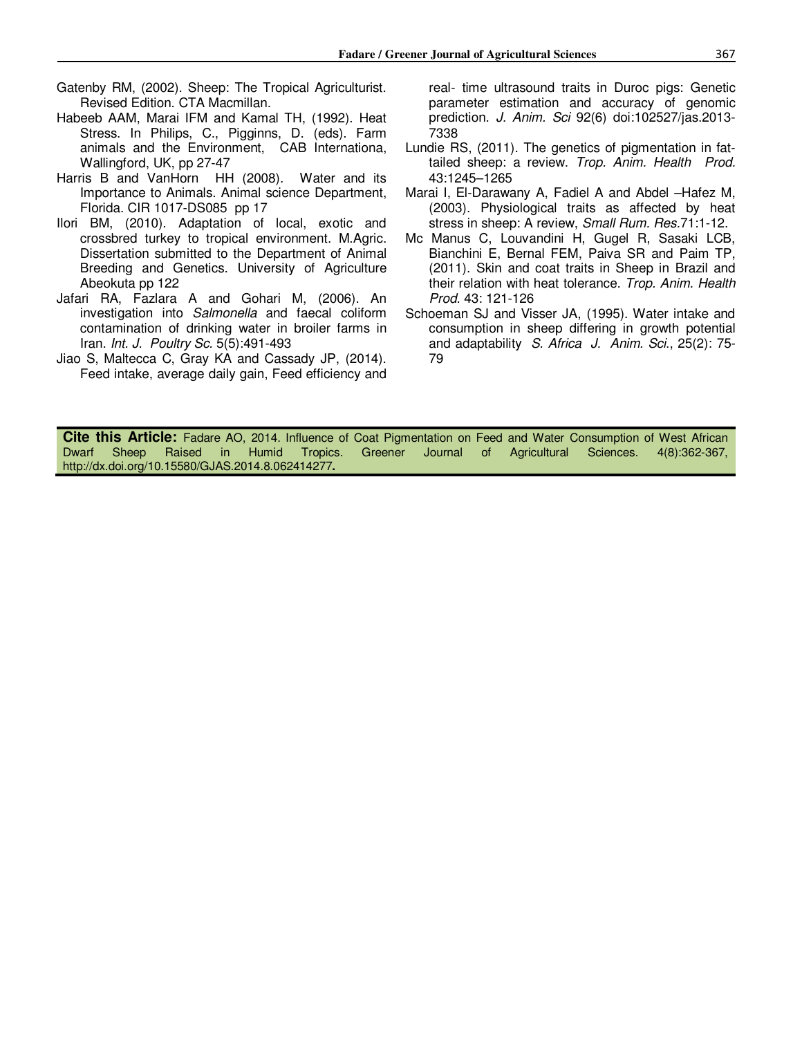Gatenby RM, (2002). Sheep: The Tropical Agriculturist. Revised Edition. CTA Macmillan.

Habeeb AAM, Marai IFM and Kamal TH, (1992). Heat Stress. In Philips, C., Pigginns, D. (eds). Farm animals and the Environment, CAB Internationa, Wallingford, UK, pp 27-47

Harris B and VanHorn HH (2008). Water and its Importance to Animals. Animal science Department, Florida. CIR 1017-DS085 pp 17

Ilori BM, (2010). Adaptation of local, exotic and crossbred turkey to tropical environment. M.Agric. Dissertation submitted to the Department of Animal Breeding and Genetics. University of Agriculture Abeokuta pp 122

Jafari RA, Fazlara A and Gohari M, (2006). An investigation into *Salmonella* and faecal coliform contamination of drinking water in broiler farms in Iran. *Int. J. Poultry Sc.* 5(5):491-493

Jiao S, Maltecca C, Gray KA and Cassady JP, (2014). Feed intake, average daily gain, Feed efficiency and real- time ultrasound traits in Duroc pigs: Genetic parameter estimation and accuracy of genomic prediction. *J. Anim. Sci* 92(6) doi:102527/jas.2013-7338

Lundie RS, (2011). The genetics of pigmentation in fat-tailed sheep: a review. *Trop. Anim. Health Prod.* 43:1245–1265

Marai I, El-Darawany A, Fadiel A and Abdel –Hafez M, (2003). Physiological traits as affected by heat stress in sheep: A review, *Small Rum. Res.*71:1-12.

Mc Manus C, Louvandini H, Gugel R, Sasaki LCB, Bianchini E, Bernal FEM, Paiva SR and Paim TP, (2011). Skin and coat traits in Sheep in Brazil and their relation with heat tolerance. *Trop. Anim. Health Prod.* 43: 121-126

Schoeman SJ and Visser JA, (1995). Water intake and consumption in sheep differing in growth potential and adaptability *S. Africa J. Anim. Sci.*, 25(2): 75-79

**Cite this Article:** Fadare AO, 2014. Influence of Coat Pigmentation on Feed and Water Consumption of West African Dwarf Sheep Raised in Humid Tropics. Greener Journal of Agricultural Sciences. 4(8):362-367, http://dx.doi.org/10.15580/GJAS.2014.8.062414277**.**